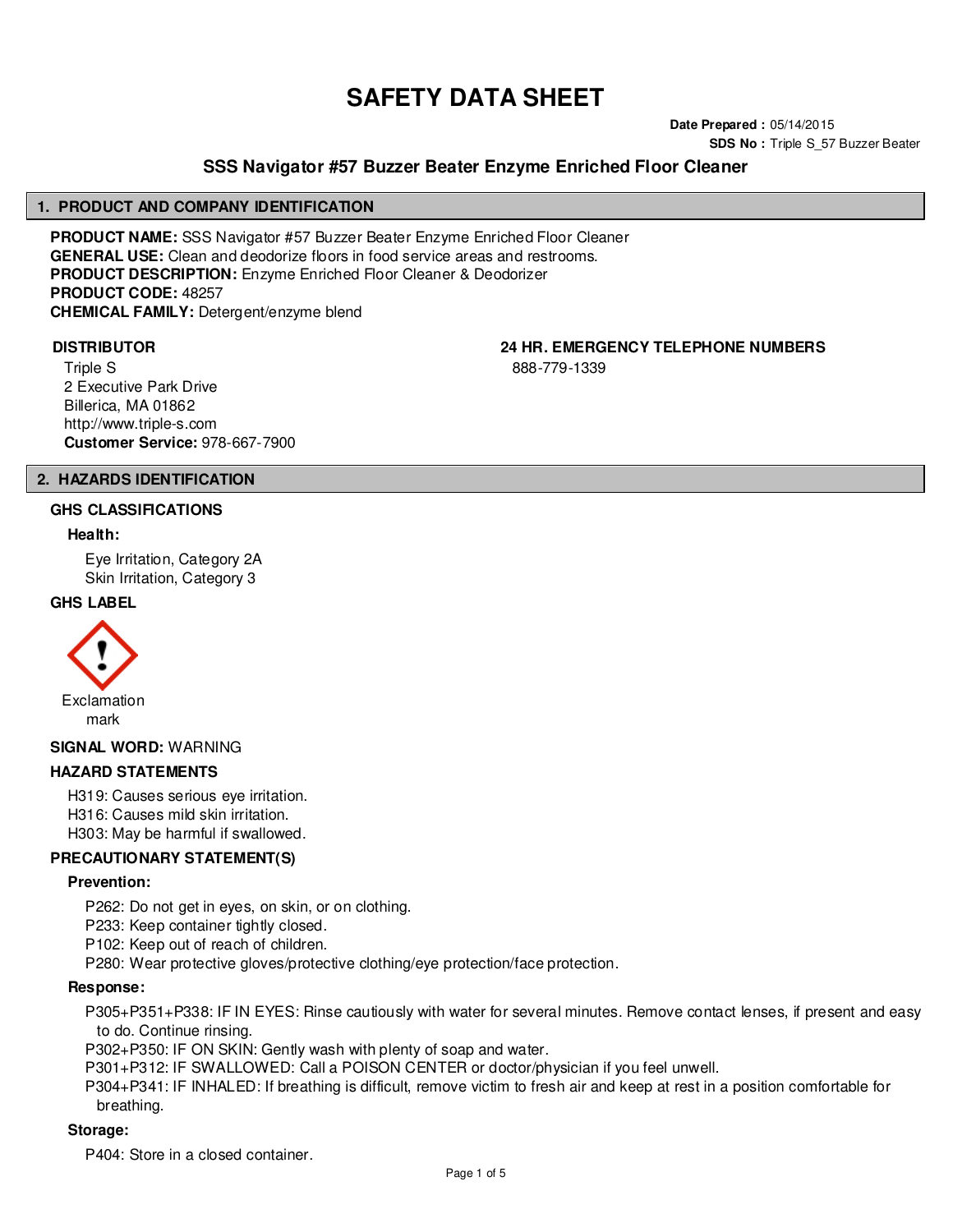# SAFETY DATA SHEET

**Date Prepared :** 05/14/2015
**SDS No :** Triple S_57 Buzzer Beater

## SSS Navigator #57 Buzzer Beater Enzyme Enriched Floor Cleaner

## 1. PRODUCT AND COMPANY IDENTIFICATION

**PRODUCT NAME:** SSS Navigator #57 Buzzer Beater Enzyme Enriched Floor Cleaner
**GENERAL USE:** Clean and deodorize floors in food service areas and restrooms.
**PRODUCT DESCRIPTION:** Enzyme Enriched Floor Cleaner & Deodorizer
**PRODUCT CODE:** 48257
**CHEMICAL FAMILY:** Detergent/enzyme blend

**DISTRIBUTOR**

Triple S
2 Executive Park Drive
Billerica, MA 01862
http://www.triple-s.com
**Customer Service:** 978-667-7900

**24 HR. EMERGENCY TELEPHONE NUMBERS**

888-779-1339

## 2. HAZARDS IDENTIFICATION

### GHS CLASSIFICATIONS

**Health:**

Eye Irritation, Category 2A
Skin Irritation, Category 3

### GHS LABEL

Exclamation mark

**SIGNAL WORD:** WARNING

### HAZARD STATEMENTS

H319: Causes serious eye irritation.
H316: Causes mild skin irritation.
H303: May be harmful if swallowed.

### PRECAUTIONARY STATEMENT(S)

**Prevention:**

P262: Do not get in eyes, on skin, or on clothing.
P233: Keep container tightly closed.
P102: Keep out of reach of children.
P280: Wear protective gloves/protective clothing/eye protection/face protection.

**Response:**

P305+P351+P338: IF IN EYES: Rinse cautiously with water for several minutes. Remove contact lenses, if present and easy to do. Continue rinsing.
P302+P350: IF ON SKIN: Gently wash with plenty of soap and water.
P301+P312: IF SWALLOWED: Call a POISON CENTER or doctor/physician if you feel unwell.
P304+P341: IF INHALED: If breathing is difficult, remove victim to fresh air and keep at rest in a position comfortable for breathing.

**Storage:**

P404: Store in a closed container.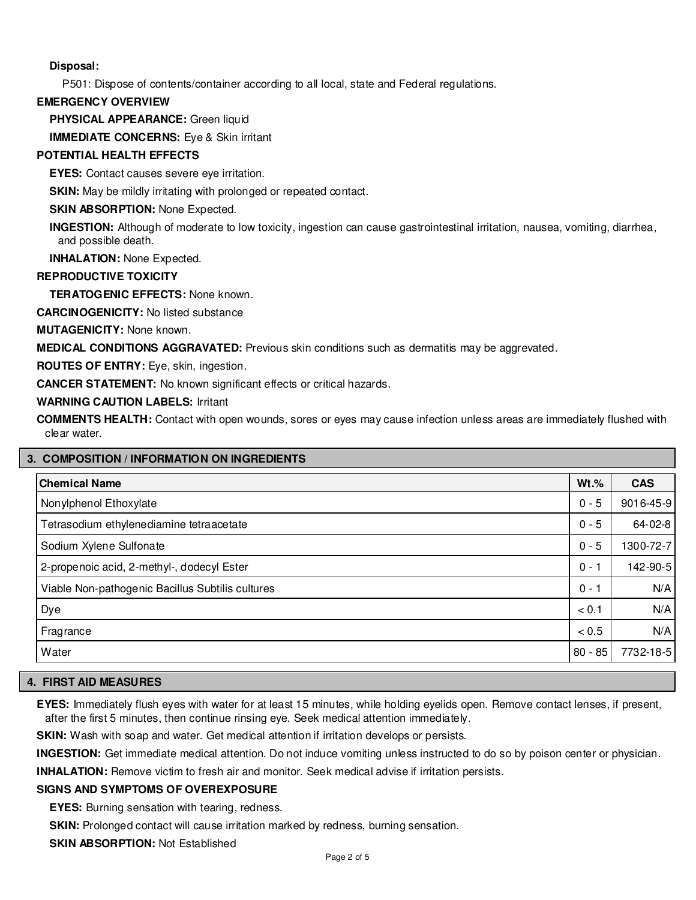**Disposal:**

P501: Dispose of contents/container according to all local, state and Federal regulations.

**EMERGENCY OVERVIEW**

**PHYSICAL APPEARANCE:** Green liquid

**IMMEDIATE CONCERNS:** Eye & Skin irritant

**POTENTIAL HEALTH EFFECTS**

**EYES:** Contact causes severe eye irritation.

**SKIN:** May be mildly irritating with prolonged or repeated contact.

**SKIN ABSORPTION:** None Expected.

**INGESTION:** Although of moderate to low toxicity, ingestion can cause gastrointestinal irritation, nausea, vomiting, diarrhea, and possible death.

**INHALATION:** None Expected.

**REPRODUCTIVE TOXICITY**

**TERATOGENIC EFFECTS:** None known.

**CARCINOGENICITY:** No listed substance

**MUTAGENICITY:** None known.

**MEDICAL CONDITIONS AGGRAVATED:** Previous skin conditions such as dermatitis may be aggrevated.

**ROUTES OF ENTRY:** Eye, skin, ingestion.

**CANCER STATEMENT:** No known significant effects or critical hazards.

**WARNING CAUTION LABELS:** Irritant

**COMMENTS HEALTH:** Contact with open wounds, sores or eyes may cause infection unless areas are immediately flushed with clear water.

## 3. COMPOSITION / INFORMATION ON INGREDIENTS

| Chemical Name | Wt.% | CAS |
|---|---|---|
| Nonylphenol Ethoxylate | 0 - 5 | 9016-45-9 |
| Tetrasodium ethylenediamine tetraacetate | 0 - 5 | 64-02-8 |
| Sodium Xylene Sulfonate | 0 - 5 | 1300-72-7 |
| 2-propenoic acid, 2-methyl-, dodecyl Ester | 0 - 1 | 142-90-5 |
| Viable Non-pathogenic Bacillus Subtilis cultures | 0 - 1 | N/A |
| Dye | < 0.1 | N/A |
| Fragrance | < 0.5 | N/A |
| Water | 80 - 85 | 7732-18-5 |

## 4. FIRST AID MEASURES

**EYES:** Immediately flush eyes with water for at least 15 minutes, while holding eyelids open. Remove contact lenses, if present, after the first 5 minutes, then continue rinsing eye. Seek medical attention immediately.

**SKIN:** Wash with soap and water. Get medical attention if irritation develops or persists.

**INGESTION:** Get immediate medical attention. Do not induce vomiting unless instructed to do so by poison center or physician.

**INHALATION:** Remove victim to fresh air and monitor. Seek medical advise if irritation persists.

**SIGNS AND SYMPTOMS OF OVEREXPOSURE**

**EYES:** Burning sensation with tearing, redness.

**SKIN:** Prolonged contact will cause irritation marked by redness, burning sensation.

**SKIN ABSORPTION:** Not Established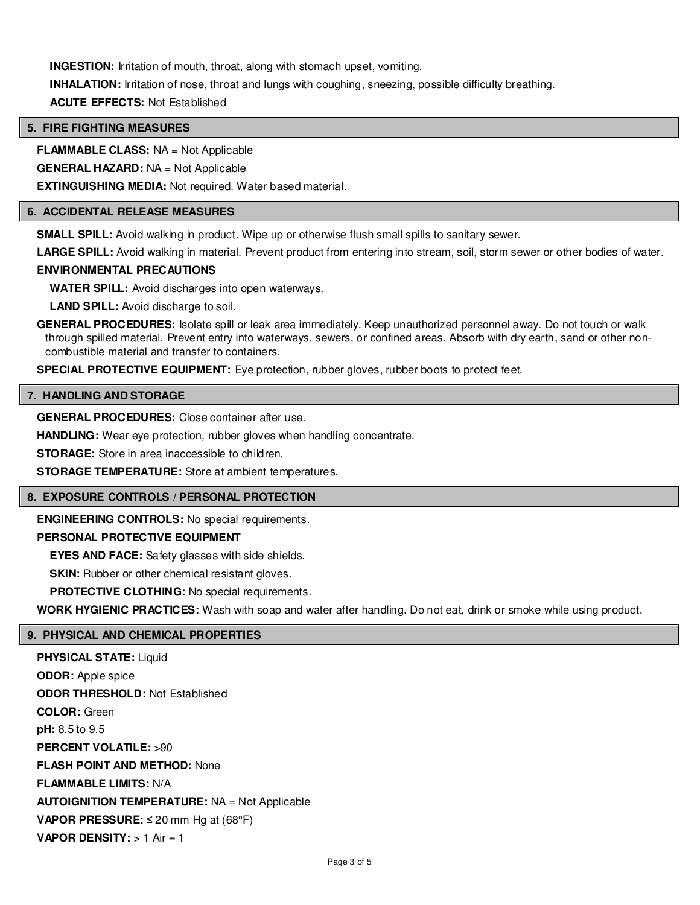**INGESTION:** Irritation of mouth, throat, along with stomach upset, vomiting.

**INHALATION:** Irritation of nose, throat and lungs with coughing, sneezing, possible difficulty breathing.

**ACUTE EFFECTS:** Not Established

## 5. FIRE FIGHTING MEASURES

**FLAMMABLE CLASS:** NA = Not Applicable

**GENERAL HAZARD:** NA = Not Applicable

**EXTINGUISHING MEDIA:** Not required. Water based material.

## 6. ACCIDENTAL RELEASE MEASURES

**SMALL SPILL:** Avoid walking in product. Wipe up or otherwise flush small spills to sanitary sewer.

**LARGE SPILL:** Avoid walking in material. Prevent product from entering into stream, soil, storm sewer or other bodies of water.

**ENVIRONMENTAL PRECAUTIONS**

**WATER SPILL:** Avoid discharges into open waterways.

**LAND SPILL:** Avoid discharge to soil.

**GENERAL PROCEDURES:** Isolate spill or leak area immediately. Keep unauthorized personnel away. Do not touch or walk through spilled material. Prevent entry into waterways, sewers, or confined areas. Absorb with dry earth, sand or other non-combustible material and transfer to containers.

**SPECIAL PROTECTIVE EQUIPMENT:** Eye protection, rubber gloves, rubber boots to protect feet.

## 7. HANDLING AND STORAGE

**GENERAL PROCEDURES:** Close container after use.

**HANDLING:** Wear eye protection, rubber gloves when handling concentrate.

**STORAGE:** Store in area inaccessible to children.

**STORAGE TEMPERATURE:** Store at ambient temperatures.

## 8. EXPOSURE CONTROLS / PERSONAL PROTECTION

**ENGINEERING CONTROLS:** No special requirements.

**PERSONAL PROTECTIVE EQUIPMENT**

**EYES AND FACE:** Safety glasses with side shields.

**SKIN:** Rubber or other chemical resistant gloves.

**PROTECTIVE CLOTHING:** No special requirements.

**WORK HYGIENIC PRACTICES:** Wash with soap and water after handling. Do not eat, drink or smoke while using product.

## 9. PHYSICAL AND CHEMICAL PROPERTIES

**PHYSICAL STATE:** Liquid

**ODOR:** Apple spice

**ODOR THRESHOLD:** Not Established

**COLOR:** Green

**pH:** 8.5 to 9.5

**PERCENT VOLATILE:** >90

**FLASH POINT AND METHOD:** None

**FLAMMABLE LIMITS:** N/A

**AUTOIGNITION TEMPERATURE:** NA = Not Applicable

**VAPOR PRESSURE:** ≤ 20 mm Hg at (68°F)

**VAPOR DENSITY:** > 1 Air = 1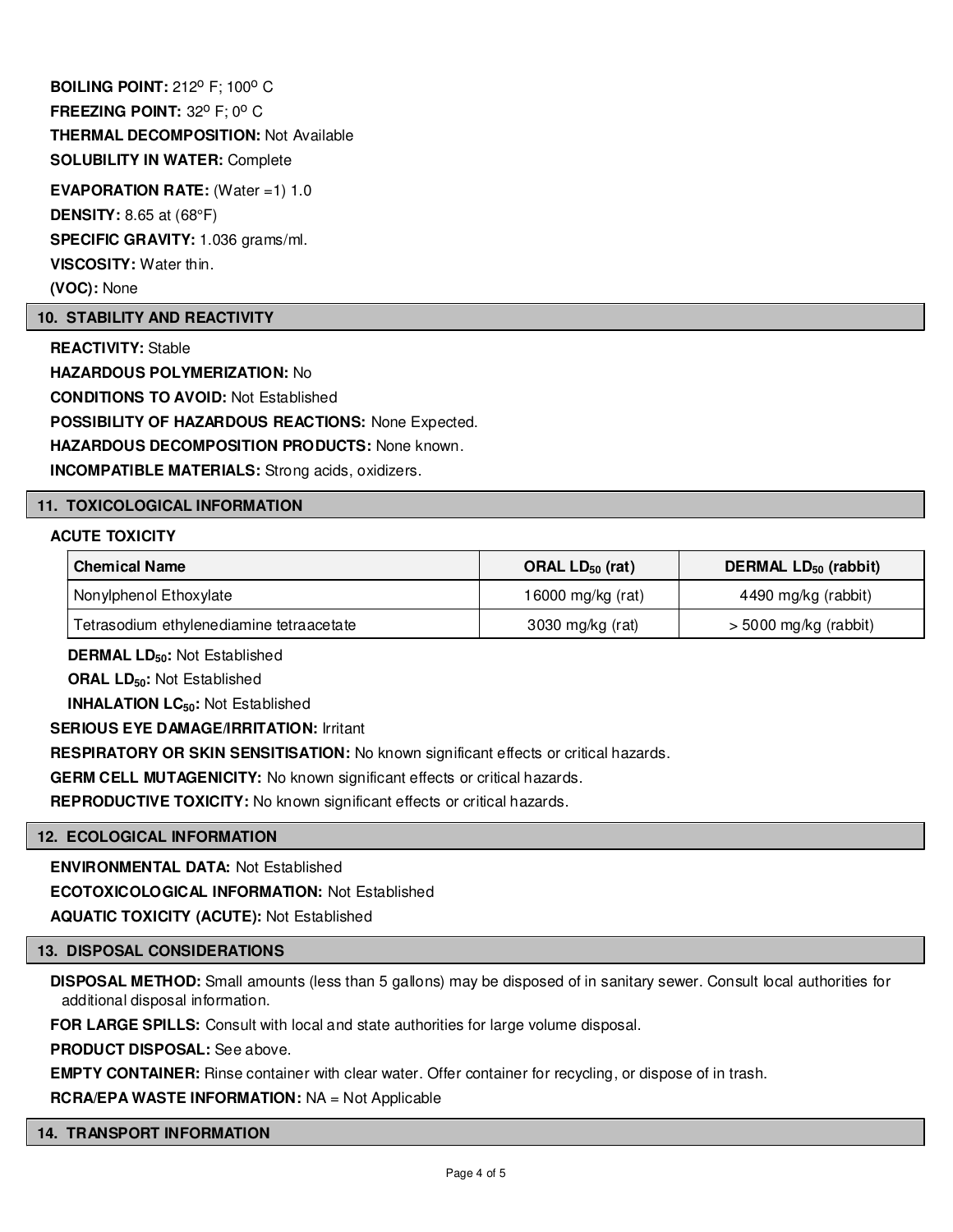**BOILING POINT:** 212$^{o}$ F; 100$^{o}$ C

**FREEZING POINT:** 32$^{o}$ F; 0$^{o}$ C

**THERMAL DECOMPOSITION:** Not Available

**SOLUBILITY IN WATER:** Complete

**EVAPORATION RATE:** (Water =1) 1.0

**DENSITY:** 8.65 at (68°F)

**SPECIFIC GRAVITY:** 1.036 grams/ml.

**VISCOSITY:** Water thin.

**(VOC):** None

## 10. STABILITY AND REACTIVITY

**REACTIVITY:** Stable

**HAZARDOUS POLYMERIZATION:** No

**CONDITIONS TO AVOID:** Not Established

**POSSIBILITY OF HAZARDOUS REACTIONS:** None Expected.

**HAZARDOUS DECOMPOSITION PRODUCTS:** None known.

**INCOMPATIBLE MATERIALS:** Strong acids, oxidizers.

## 11. TOXICOLOGICAL INFORMATION

**ACUTE TOXICITY**

| Chemical Name | ORAL $LD_{50}$ (rat) | DERMAL $LD_{50}$ (rabbit) |
|---|---|---|
| Nonylphenol Ethoxylate | 16000 mg/kg (rat) | 4490 mg/kg (rabbit) |
| Tetrasodium ethylenediamine tetraacetate | 3030 mg/kg (rat) | > 5000 mg/kg (rabbit) |

**DERMAL $LD_{50}$:** Not Established

**ORAL $LD_{50}$:** Not Established

**INHALATION $LC_{50}$:** Not Established

**SERIOUS EYE DAMAGE/IRRITATION:** Irritant

**RESPIRATORY OR SKIN SENSITISATION:** No known significant effects or critical hazards.

**GERM CELL MUTAGENICITY:** No known significant effects or critical hazards.

**REPRODUCTIVE TOXICITY:** No known significant effects or critical hazards.

## 12. ECOLOGICAL INFORMATION

**ENVIRONMENTAL DATA:** Not Established

**ECOTOXICOLOGICAL INFORMATION:** Not Established

**AQUATIC TOXICITY (ACUTE):** Not Established

## 13. DISPOSAL CONSIDERATIONS

**DISPOSAL METHOD:** Small amounts (less than 5 gallons) may be disposed of in sanitary sewer. Consult local authorities for additional disposal information.

**FOR LARGE SPILLS:** Consult with local and state authorities for large volume disposal.

**PRODUCT DISPOSAL:** See above.

**EMPTY CONTAINER:** Rinse container with clear water. Offer container for recycling, or dispose of in trash.

**RCRA/EPA WASTE INFORMATION:** NA = Not Applicable

## 14. TRANSPORT INFORMATION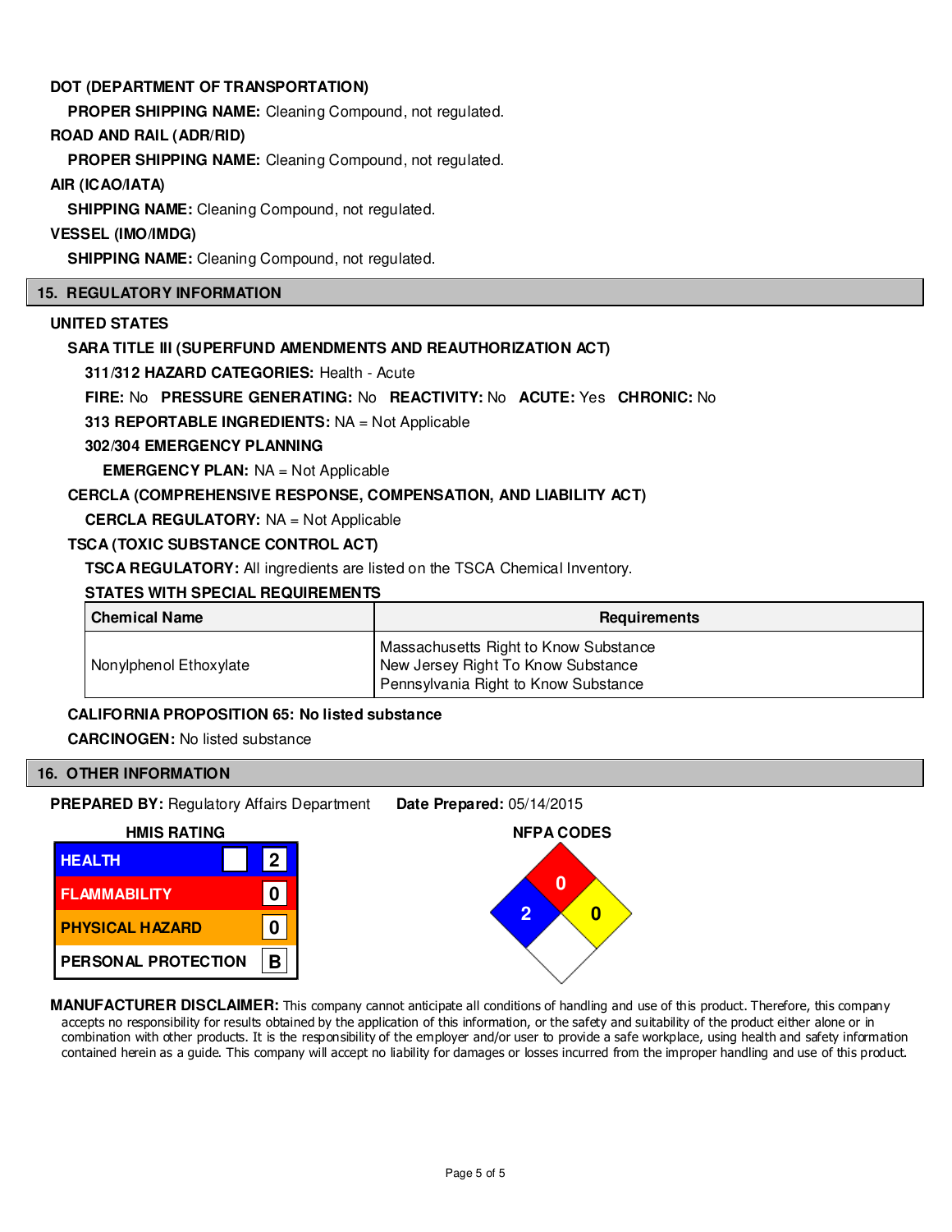**DOT (DEPARTMENT OF TRANSPORTATION)**

**PROPER SHIPPING NAME:** Cleaning Compound, not regulated.

**ROAD AND RAIL (ADR/RID)**

**PROPER SHIPPING NAME:** Cleaning Compound, not regulated.

**AIR (ICAO/IATA)**

**SHIPPING NAME:** Cleaning Compound, not regulated.

**VESSEL (IMO/IMDG)**

**SHIPPING NAME:** Cleaning Compound, not regulated.

## 15. REGULATORY INFORMATION

**UNITED STATES**

**SARA TITLE III (SUPERFUND AMENDMENTS AND REAUTHORIZATION ACT)**

**311/312 HAZARD CATEGORIES:** Health - Acute

**FIRE:** No **PRESSURE GENERATING:** No **REACTIVITY:** No **ACUTE:** Yes **CHRONIC:** No

**313 REPORTABLE INGREDIENTS:** NA = Not Applicable

**302/304 EMERGENCY PLANNING**

**EMERGENCY PLAN:** NA = Not Applicable

**CERCLA (COMPREHENSIVE RESPONSE, COMPENSATION, AND LIABILITY ACT)**

**CERCLA REGULATORY:** NA = Not Applicable

**TSCA (TOXIC SUBSTANCE CONTROL ACT)**

**TSCA REGULATORY:** All ingredients are listed on the TSCA Chemical Inventory.

**STATES WITH SPECIAL REQUIREMENTS**

| Chemical Name | Requirements |
| --- | --- |
| Nonylphenol Ethoxylate | Massachusetts Right to Know Substance<br>New Jersey Right To Know Substance<br>Pennsylvania Right to Know Substance |

**CALIFORNIA PROPOSITION 65: No listed substance**

**CARCINOGEN:** No listed substance

## 16. OTHER INFORMATION

**PREPARED BY:** Regulatory Affairs Department **Date Prepared:** 05/14/2015

**HMIS RATING**

| | |
| --- | --- |
| HEALTH | 2 |
| FLAMMABILITY | 0 |
| PHYSICAL HAZARD | 0 |
| PERSONAL PROTECTION | B |

**NFPA CODES**

0

2

0

**MANUFACTURER DISCLAIMER:** This company cannot anticipate all conditions of handling and use of this product. Therefore, this company accepts no responsibility for results obtained by the application of this information, or the safety and suitability of the product either alone or in combination with other products. It is the responsibility of the employer and/or user to provide a safe workplace, using health and safety information contained herein as a guide. This company will accept no liability for damages or losses incurred from the improper handling and use of this product.